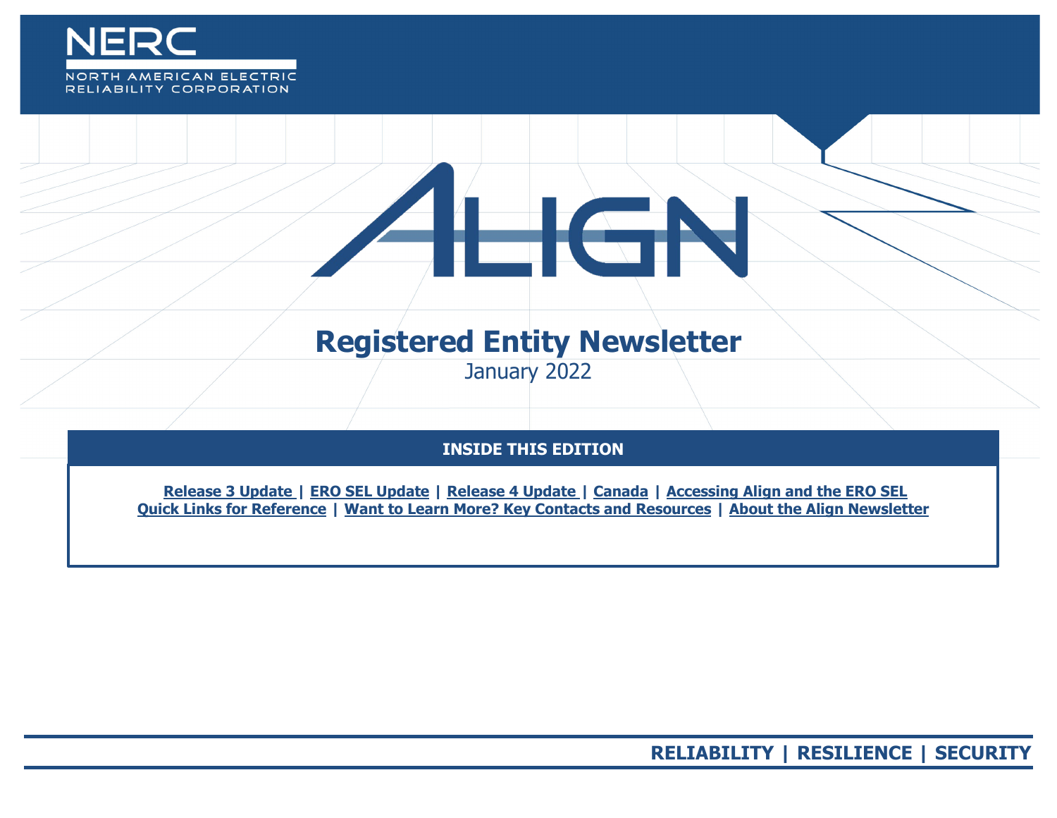NERC

NORTH AMERICAN ELECTRIC RELIABILITY CORPORATION

# ALIGN

## Registered Entity Newsletter

January 2022

**INSIDE THIS EDITION**

**Release 3 Update | ERO SEL Update | Release 4 Update | Canada | Accessing Align and the ERO SEL**
**Quick Links for Reference | Want to Learn More? Key Contacts and Resources | About the Align Newsletter**

**RELIABILITY | RESILIENCE | SECURITY**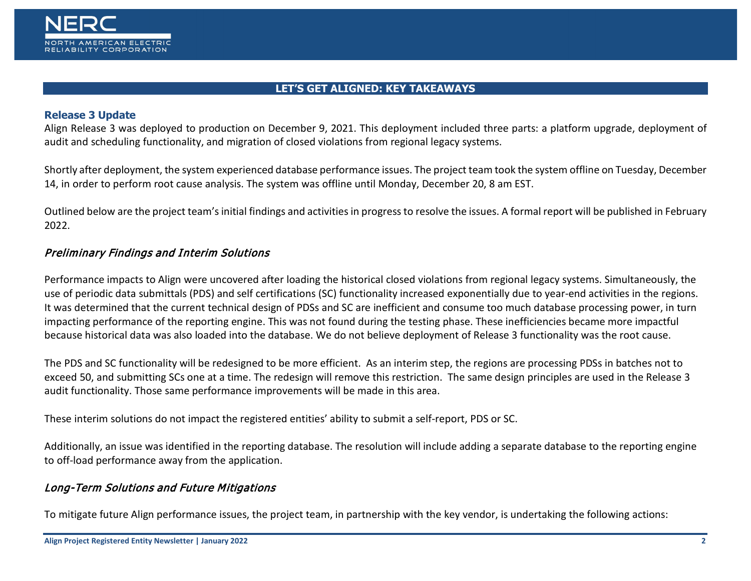## LET'S GET ALIGNED: KEY TAKEAWAYS

### Release 3 Update

Align Release 3 was deployed to production on December 9, 2021. This deployment included three parts: a platform upgrade, deployment of audit and scheduling functionality, and migration of closed violations from regional legacy systems.

Shortly after deployment, the system experienced database performance issues. The project team took the system offline on Tuesday, December 14, in order to perform root cause analysis. The system was offline until Monday, December 20, 8 am EST.

Outlined below are the project team's initial findings and activities in progress to resolve the issues. A formal report will be published in February 2022.

#### *Preliminary Findings and Interim Solutions*

Performance impacts to Align were uncovered after loading the historical closed violations from regional legacy systems. Simultaneously, the use of periodic data submittals (PDS) and self certifications (SC) functionality increased exponentially due to year-end activities in the regions. It was determined that the current technical design of PDSs and SC are inefficient and consume too much database processing power, in turn impacting performance of the reporting engine. This was not found during the testing phase. These inefficiencies became more impactful because historical data was also loaded into the database. We do not believe deployment of Release 3 functionality was the root cause.

The PDS and SC functionality will be redesigned to be more efficient. As an interim step, the regions are processing PDSs in batches not to exceed 50, and submitting SCs one at a time. The redesign will remove this restriction. The same design principles are used in the Release 3 audit functionality. Those same performance improvements will be made in this area.

These interim solutions do not impact the registered entities' ability to submit a self-report, PDS or SC.

Additionally, an issue was identified in the reporting database. The resolution will include adding a separate database to the reporting engine to off-load performance away from the application.

#### *Long-Term Solutions and Future Mitigations*

To mitigate future Align performance issues, the project team, in partnership with the key vendor, is undertaking the following actions: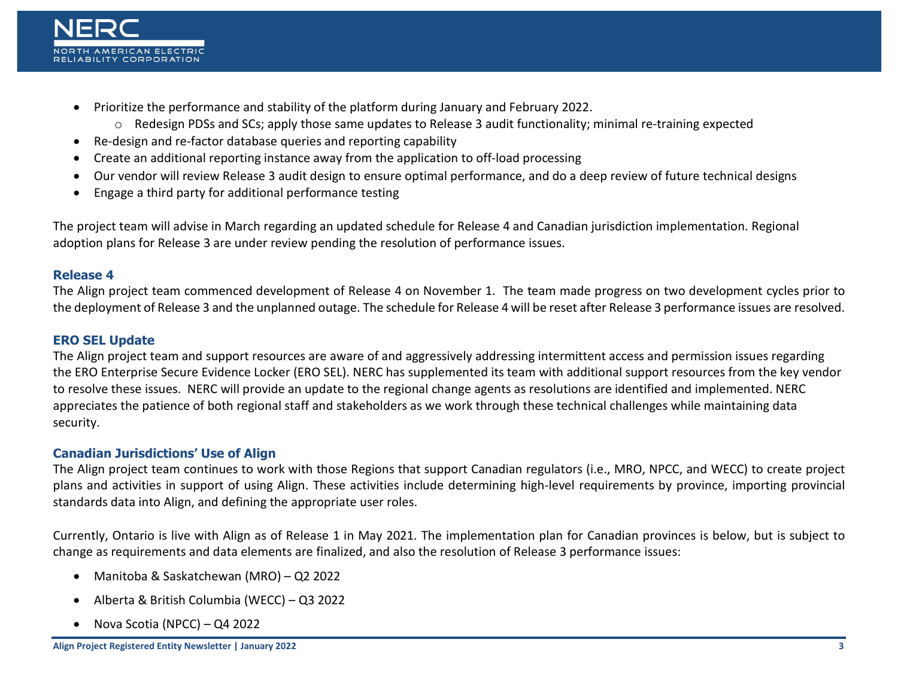- Prioritize the performance and stability of the platform during January and February 2022.
    - Redesign PDSs and SCs; apply those same updates to Release 3 audit functionality; minimal re-training expected
- Re-design and re-factor database queries and reporting capability
- Create an additional reporting instance away from the application to off-load processing
- Our vendor will review Release 3 audit design to ensure optimal performance, and do a deep review of future technical designs
- Engage a third party for additional performance testing

The project team will advise in March regarding an updated schedule for Release 4 and Canadian jurisdiction implementation. Regional adoption plans for Release 3 are under review pending the resolution of performance issues.

### Release 4

The Align project team commenced development of Release 4 on November 1. The team made progress on two development cycles prior to the deployment of Release 3 and the unplanned outage. The schedule for Release 4 will be reset after Release 3 performance issues are resolved.

### ERO SEL Update

The Align project team and support resources are aware of and aggressively addressing intermittent access and permission issues regarding the ERO Enterprise Secure Evidence Locker (ERO SEL). NERC has supplemented its team with additional support resources from the key vendor to resolve these issues. NERC will provide an update to the regional change agents as resolutions are identified and implemented. NERC appreciates the patience of both regional staff and stakeholders as we work through these technical challenges while maintaining data security.

### Canadian Jurisdictions' Use of Align

The Align project team continues to work with those Regions that support Canadian regulators (i.e., MRO, NPCC, and WECC) to create project plans and activities in support of using Align. These activities include determining high-level requirements by province, importing provincial standards data into Align, and defining the appropriate user roles.

Currently, Ontario is live with Align as of Release 1 in May 2021. The implementation plan for Canadian provinces is below, but is subject to change as requirements and data elements are finalized, and also the resolution of Release 3 performance issues:

- Manitoba & Saskatchewan (MRO) – Q2 2022
- Alberta & British Columbia (WECC) – Q3 2022
- Nova Scotia (NPCC) – Q4 2022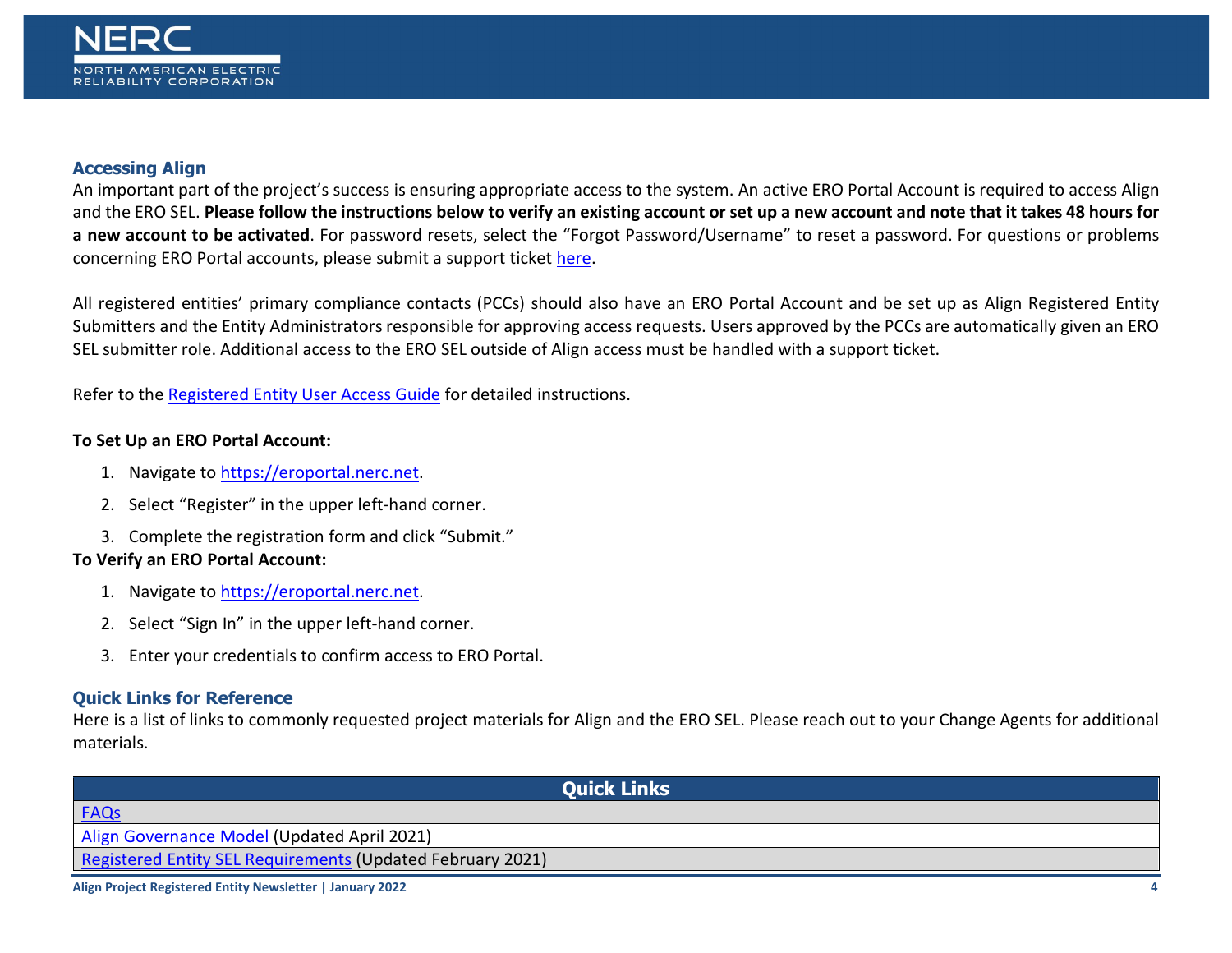## Accessing Align

An important part of the project's success is ensuring appropriate access to the system. An active ERO Portal Account is required to access Align and the ERO SEL. **Please follow the instructions below to verify an existing account or set up a new account and note that it takes 48 hours for a new account to be activated**. For password resets, select the "Forgot Password/Username" to reset a password. For questions or problems concerning ERO Portal accounts, please submit a support ticket [here](#).

All registered entities' primary compliance contacts (PCCs) should also have an ERO Portal Account and be set up as Align Registered Entity Submitters and the Entity Administrators responsible for approving access requests. Users approved by the PCCs are automatically given an ERO SEL submitter role. Additional access to the ERO SEL outside of Align access must be handled with a support ticket.

Refer to the [Registered Entity User Access Guide](#) for detailed instructions.

**To Set Up an ERO Portal Account:**

1. Navigate to [https://eroportal.nerc.net](https://eroportal.nerc.net).
2. Select "Register" in the upper left-hand corner.
3. Complete the registration form and click "Submit."

**To Verify an ERO Portal Account:**

1. Navigate to [https://eroportal.nerc.net](https://eroportal.nerc.net).
2. Select "Sign In" in the upper left-hand corner.
3. Enter your credentials to confirm access to ERO Portal.

## Quick Links for Reference

Here is a list of links to commonly requested project materials for Align and the ERO SEL. Please reach out to your Change Agents for additional materials.

| Quick Links |
|---|
| [FAQs](#) |
| [Align Governance Model](#) (Updated April 2021) |
| [Registered Entity SEL Requirements](#) (Updated February 2021) |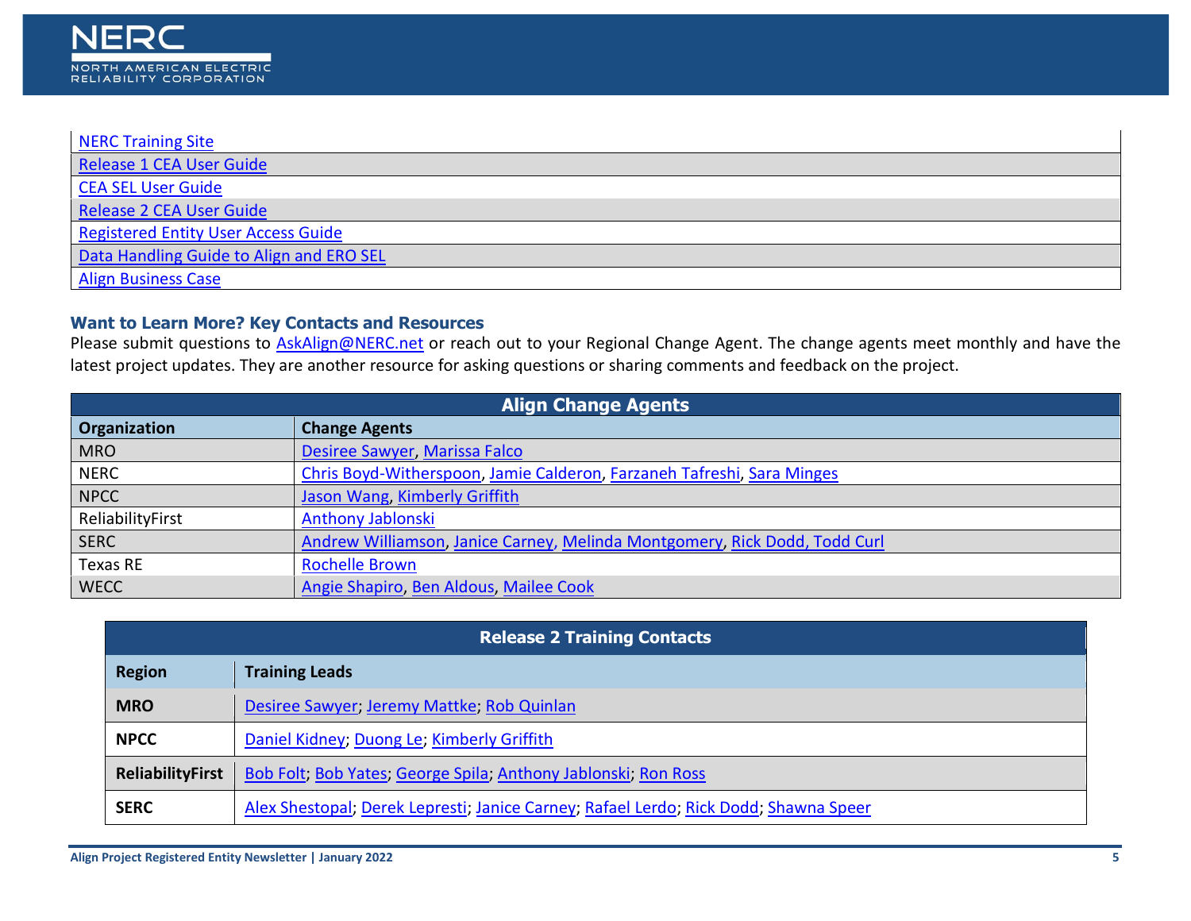| |
|---|
| NERC Training Site |
| Release 1 CEA User Guide |
| CEA SEL User Guide |
| Release 2 CEA User Guide |
| Registered Entity User Access Guide |
| Data Handling Guide to Align and ERO SEL |
| Align Business Case |

### Want to Learn More? Key Contacts and Resources

Please submit questions to AskAlign@NERC.net or reach out to your Regional Change Agent. The change agents meet monthly and have the latest project updates. They are another resource for asking questions or sharing comments and feedback on the project.

| Align Change Agents | |
|---|---|
| **Organization** | **Change Agents** |
| MRO | Desiree Sawyer, Marissa Falco |
| NERC | Chris Boyd-Witherspoon, Jamie Calderon, Farzaneh Tafreshi, Sara Minges |
| NPCC | Jason Wang, Kimberly Griffith |
| ReliabilityFirst | Anthony Jablonski |
| SERC | Andrew Williamson, Janice Carney, Melinda Montgomery, Rick Dodd, Todd Curl |
| Texas RE | Rochelle Brown |
| WECC | Angie Shapiro, Ben Aldous, Mailee Cook |

| Release 2 Training Contacts | |
|---|---|
| **Region** | **Training Leads** |
| **MRO** | Desiree Sawyer; Jeremy Mattke; Rob Quinlan |
| **NPCC** | Daniel Kidney; Duong Le; Kimberly Griffith |
| **ReliabilityFirst** | Bob Folt; Bob Yates; George Spila; Anthony Jablonski; Ron Ross |
| **SERC** | Alex Shestopal; Derek Lepresti; Janice Carney; Rafael Lerdo; Rick Dodd; Shawna Speer |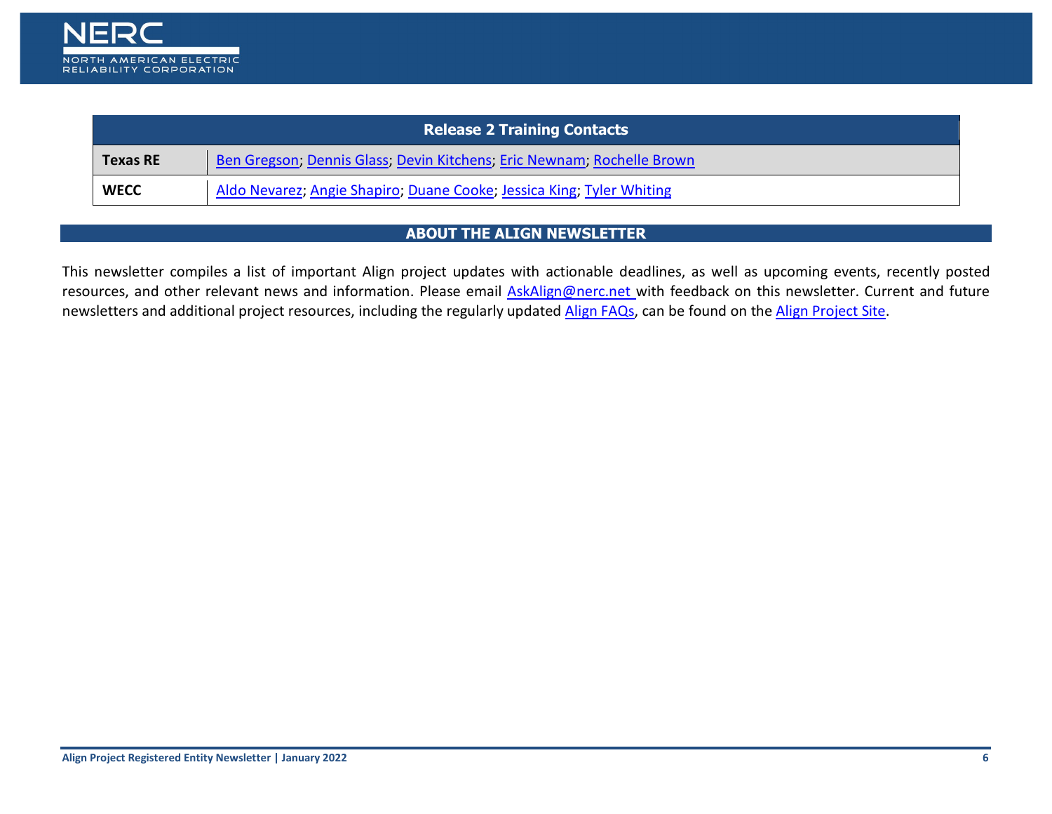| Release 2 Training Contacts | |
|---|---|
| **Texas RE** | Ben Gregson; Dennis Glass; Devin Kitchens; Eric Newnam; Rochelle Brown |
| **WECC** | Aldo Nevarez; Angie Shapiro; Duane Cooke; Jessica King; Tyler Whiting |

## ABOUT THE ALIGN NEWSLETTER

This newsletter compiles a list of important Align project updates with actionable deadlines, as well as upcoming events, recently posted resources, and other relevant news and information. Please email AskAlign@nerc.net with feedback on this newsletter. Current and future newsletters and additional project resources, including the regularly updated Align FAQs, can be found on the Align Project Site.